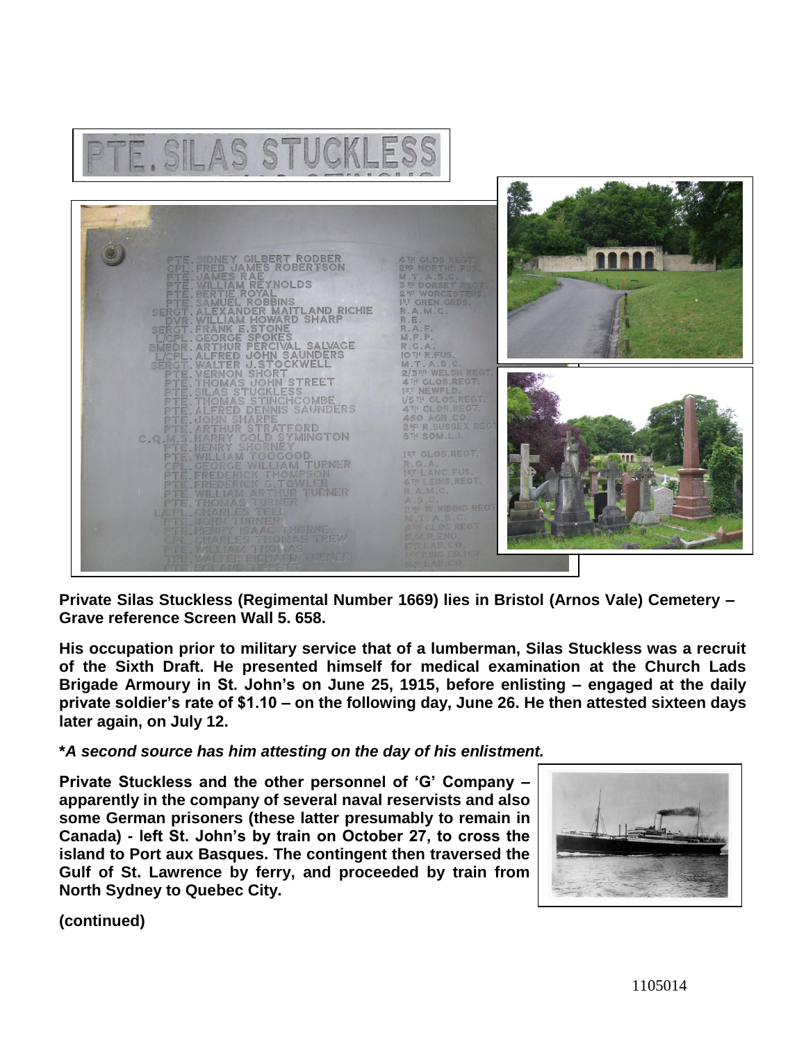**Private Silas Stuckless (Regimental Number 1669) lies in Bristol (Arnos Vale) Cemetery – Grave reference Screen Wall 5. 658.**

**His occupation prior to military service that of a lumberman, Silas Stuckless was a recruit of the Sixth Draft. He presented himself for medical examination at the Church Lads Brigade Armoury in St. John's on June 25, 1915, before enlisting – engaged at the daily private soldier's rate of $1.10 – on the following day, June 26. He then attested sixteen days later again, on July 12.**

***A second source has him attesting on the day of his enlistment.***

**Private Stuckless and the other personnel of 'G' Company – apparently in the company of several naval reservists and also some German prisoners (these latter presumably to remain in Canada) - left St. John's by train on October 27, to cross the island to Port aux Basques. The contingent then traversed the Gulf of St. Lawrence by ferry, and proceeded by train from North Sydney to Quebec City.**

**(continued)**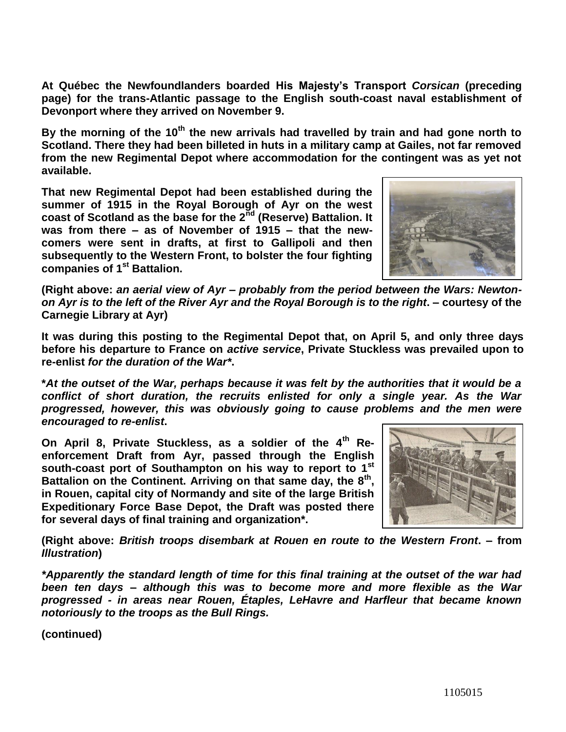**At Québec the Newfoundlanders boarded His Majesty's Transport *Corsican* (preceding page) for the trans-Atlantic passage to the English south-coast naval establishment of Devonport where they arrived on November 9.**

**By the morning of the 10th the new arrivals had travelled by train and had gone north to Scotland. There they had been billeted in huts in a military camp at Gailes, not far removed from the new Regimental Depot where accommodation for the contingent was as yet not available.**

**That new Regimental Depot had been established during the summer of 1915 in the Royal Borough of Ayr on the west coast of Scotland as the base for the 2nd (Reserve) Battalion. It was from there – as of November of 1915 – that the new-comers were sent in drafts, at first to Gallipoli and then subsequently to the Western Front, to bolster the four fighting companies of 1st Battalion.**

**(Right above: *an aerial view of Ayr – probably from the period between the Wars: Newton-on Ayr is to the left of the River Ayr and the Royal Borough is to the right*. – courtesy of the Carnegie Library at Ayr)**

**It was during this posting to the Regimental Depot that, on April 5, and only three days before his departure to France on *active service*, Private Stuckless was prevailed upon to re-enlist *for the duration of the War****.**

***At the outset of the War, perhaps because it was felt by the authorities that it would be a conflict of short duration, the recruits enlisted for only a single year. As the War progressed, however, this was obviously going to cause problems and the men were encouraged to re-enlist*.**

**On April 8, Private Stuckless, as a soldier of the 4th Re-enforcement Draft from Ayr, passed through the English south-coast port of Southampton on his way to report to 1st Battalion on the Continent. Arriving on that same day, the 8th, in Rouen, capital city of Normandy and site of the large British Expeditionary Force Base Depot, the Draft was posted there for several days of final training and organization*.**

**(Right above: *British troops disembark at Rouen en route to the Western Front*. – from *Illustration*)**

***\*Apparently the standard length of time for this final training at the outset of the war had been ten days – although this was to become more and more flexible as the War progressed - in areas near Rouen, Étaples, LeHavre and Harfleur that became known notoriously to the troops as the Bull Rings.***

**(continued)**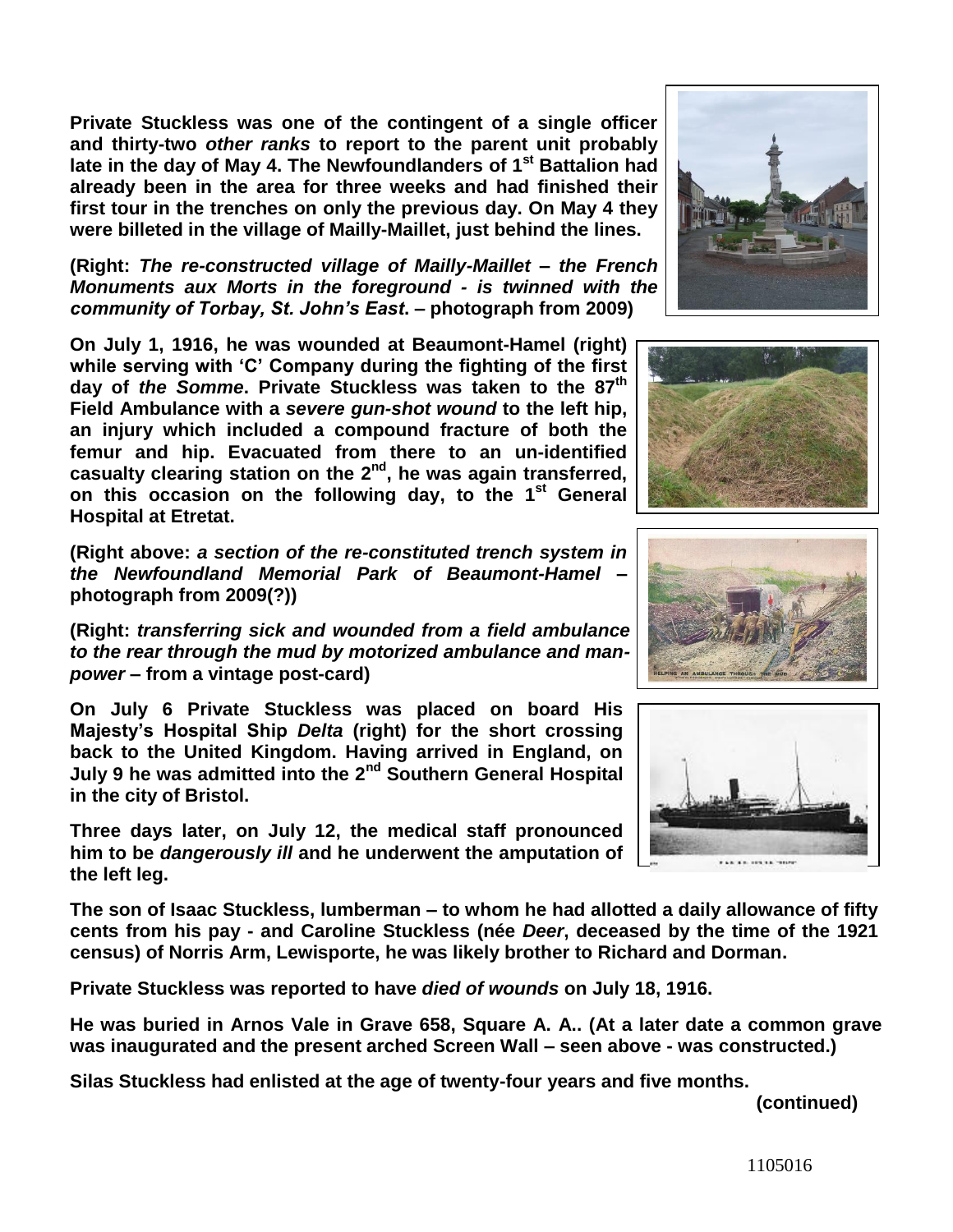**Private Stuckless was one of the contingent of a single officer and thirty-two *other ranks* to report to the parent unit probably late in the day of May 4. The Newfoundlanders of 1st Battalion had already been in the area for three weeks and had finished their first tour in the trenches on only the previous day. On May 4 they were billeted in the village of Mailly-Maillet, just behind the lines.**

**(Right: *The re-constructed village of Mailly-Maillet – the French Monuments aux Morts in the foreground - is twinned with the community of Torbay, St. John's East*. – photograph from 2009)**

**On July 1, 1916, he was wounded at Beaumont-Hamel (right) while serving with 'C' Company during the fighting of the first day of *the Somme*. Private Stuckless was taken to the 87th Field Ambulance with a *severe gun-shot wound* to the left hip, an injury which included a compound fracture of both the femur and hip. Evacuated from there to an un-identified casualty clearing station on the 2nd, he was again transferred, on this occasion on the following day, to the 1st General Hospital at Etretat.**

**(Right above: *a section of the re-constituted trench system in the Newfoundland Memorial Park of Beaumont-Hamel* – photograph from 2009(?))**

**(Right: *transferring sick and wounded from a field ambulance to the rear through the mud by motorized ambulance and man-power* – from a vintage post-card)**

**On July 6 Private Stuckless was placed on board His Majesty's Hospital Ship *Delta* (right) for the short crossing back to the United Kingdom. Having arrived in England, on July 9 he was admitted into the 2nd Southern General Hospital in the city of Bristol.**

**Three days later, on July 12, the medical staff pronounced him to be *dangerously ill* and he underwent the amputation of the left leg.**

**The son of Isaac Stuckless, lumberman – to whom he had allotted a daily allowance of fifty cents from his pay - and Caroline Stuckless (née *Deer*, deceased by the time of the 1921 census) of Norris Arm, Lewisporte, he was likely brother to Richard and Dorman.**

**Private Stuckless was reported to have *died of wounds* on July 18, 1916.**

**He was buried in Arnos Vale in Grave 658, Square A. A.. (At a later date a common grave was inaugurated and the present arched Screen Wall – seen above - was constructed.)**

**Silas Stuckless had enlisted at the age of twenty-four years and five months.**

**(continued)**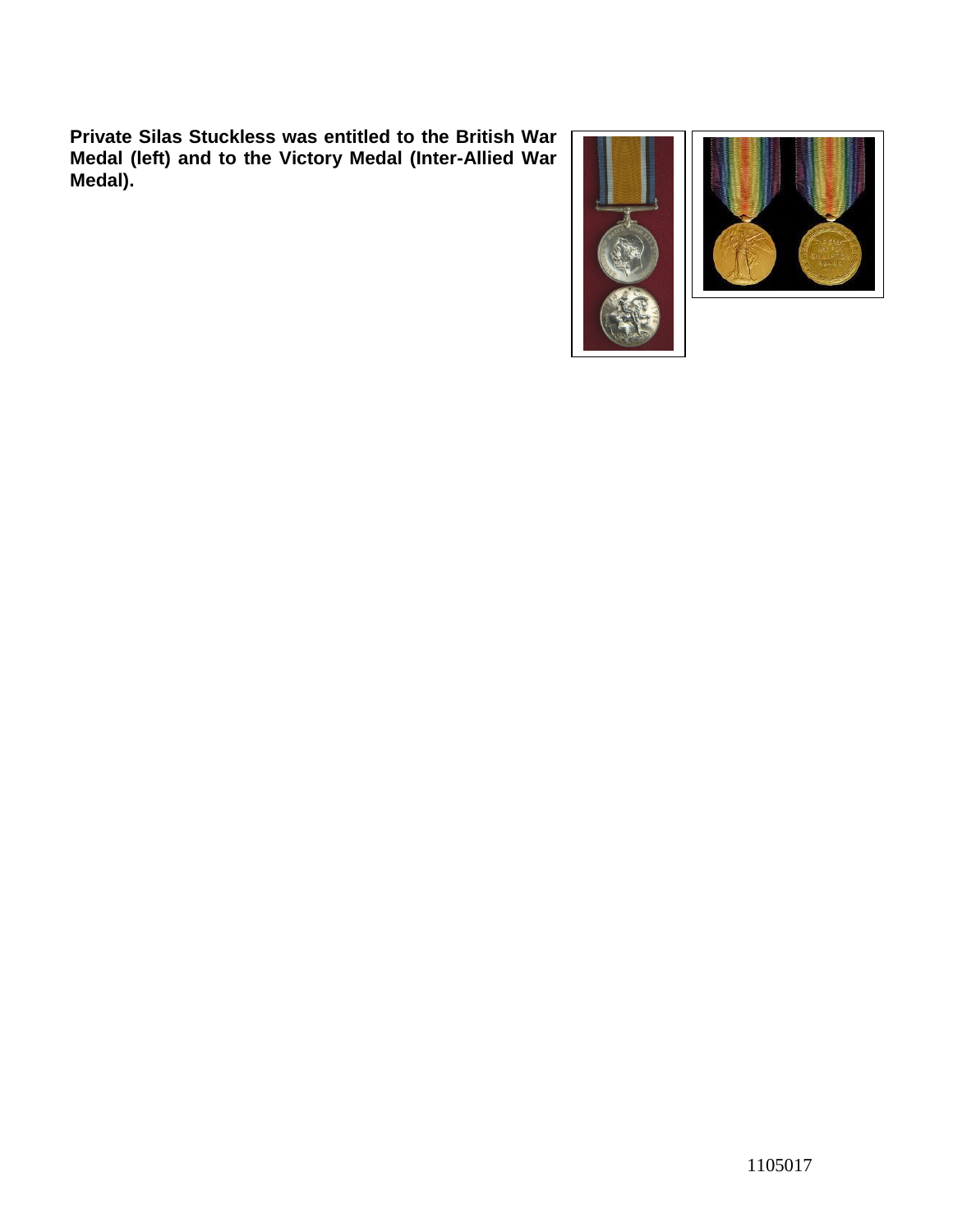**Private Silas Stuckless was entitled to the British War Medal (left) and to the Victory Medal (Inter-Allied War Medal).**

1105017